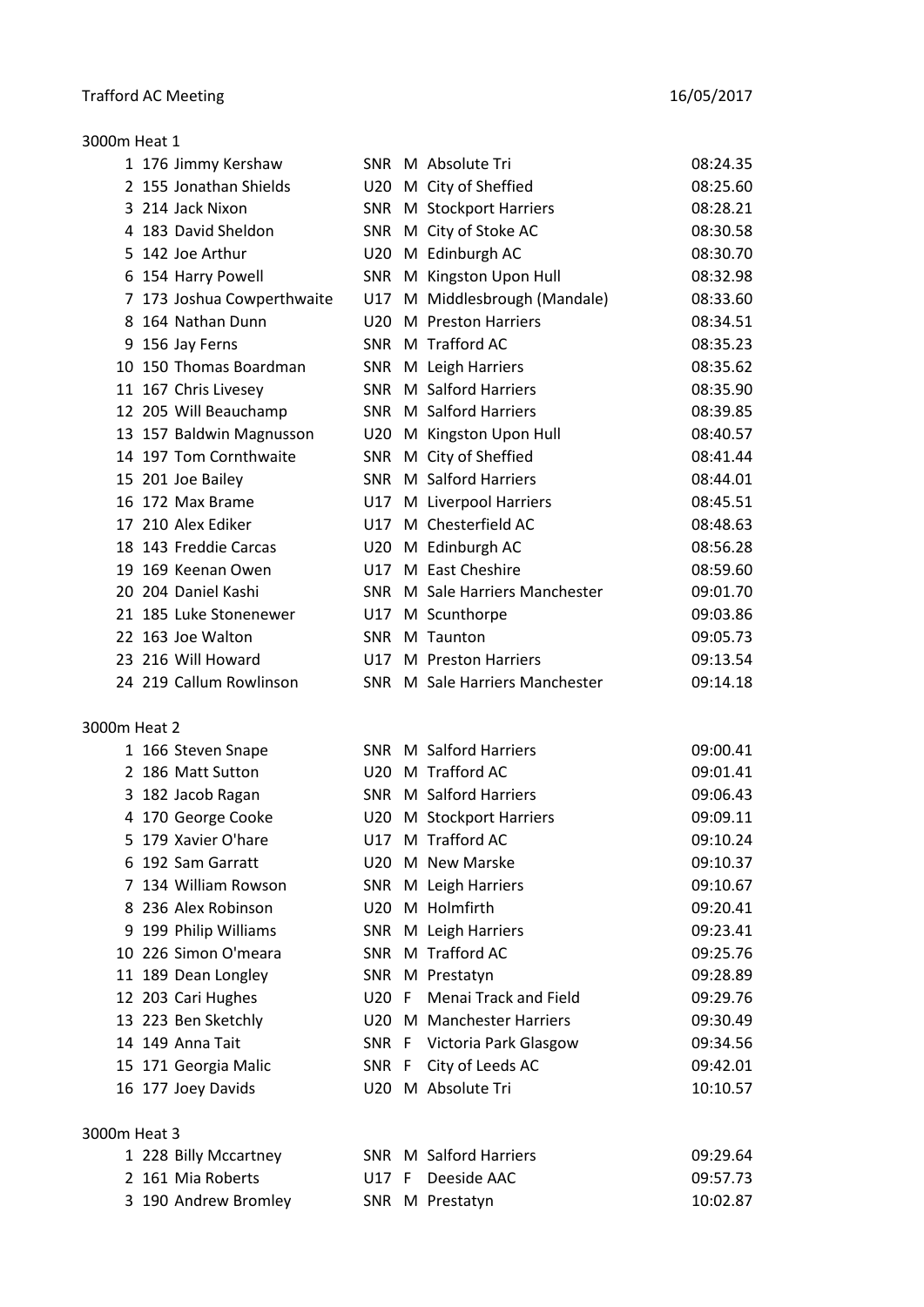Trafford AC Meeting 16/05/2017

## 3000m Heat 1

| Pos | No | Name | Cat | Sex | Club | Time |
|---|---|---|---|---|---|---|
| 1 | 176 | Jimmy Kershaw | SNR | M | Absolute Tri | 08:24.35 |
| 2 | 155 | Jonathan Shields | U20 | M | City of Sheffied | 08:25.60 |
| 3 | 214 | Jack Nixon | SNR | M | Stockport Harriers | 08:28.21 |
| 4 | 183 | David Sheldon | SNR | M | City of Stoke AC | 08:30.58 |
| 5 | 142 | Joe Arthur | U20 | M | Edinburgh AC | 08:30.70 |
| 6 | 154 | Harry Powell | SNR | M | Kingston Upon Hull | 08:32.98 |
| 7 | 173 | Joshua Cowperthwaite | U17 | M | Middlesbrough (Mandale) | 08:33.60 |
| 8 | 164 | Nathan Dunn | U20 | M | Preston Harriers | 08:34.51 |
| 9 | 156 | Jay Ferns | SNR | M | Trafford AC | 08:35.23 |
| 10 | 150 | Thomas Boardman | SNR | M | Leigh Harriers | 08:35.62 |
| 11 | 167 | Chris Livesey | SNR | M | Salford Harriers | 08:35.90 |
| 12 | 205 | Will Beauchamp | SNR | M | Salford Harriers | 08:39.85 |
| 13 | 157 | Baldwin Magnusson | U20 | M | Kingston Upon Hull | 08:40.57 |
| 14 | 197 | Tom Cornthwaite | SNR | M | City of Sheffied | 08:41.44 |
| 15 | 201 | Joe Bailey | SNR | M | Salford Harriers | 08:44.01 |
| 16 | 172 | Max Brame | U17 | M | Liverpool Harriers | 08:45.51 |
| 17 | 210 | Alex Ediker | U17 | M | Chesterfield AC | 08:48.63 |
| 18 | 143 | Freddie Carcas | U20 | M | Edinburgh AC | 08:56.28 |
| 19 | 169 | Keenan Owen | U17 | M | East Cheshire | 08:59.60 |
| 20 | 204 | Daniel Kashi | SNR | M | Sale Harriers Manchester | 09:01.70 |
| 21 | 185 | Luke Stonenewer | U17 | M | Scunthorpe | 09:03.86 |
| 22 | 163 | Joe Walton | SNR | M | Taunton | 09:05.73 |
| 23 | 216 | Will Howard | U17 | M | Preston Harriers | 09:13.54 |
| 24 | 219 | Callum Rowlinson | SNR | M | Sale Harriers Manchester | 09:14.18 |

## 3000m Heat 2

| Pos | No | Name | Cat | Sex | Club | Time |
|---|---|---|---|---|---|---|
| 1 | 166 | Steven Snape | SNR | M | Salford Harriers | 09:00.41 |
| 2 | 186 | Matt Sutton | U20 | M | Trafford AC | 09:01.41 |
| 3 | 182 | Jacob Ragan | SNR | M | Salford Harriers | 09:06.43 |
| 4 | 170 | George Cooke | U20 | M | Stockport Harriers | 09:09.11 |
| 5 | 179 | Xavier O'hare | U17 | M | Trafford AC | 09:10.24 |
| 6 | 192 | Sam Garratt | U20 | M | New Marske | 09:10.37 |
| 7 | 134 | William Rowson | SNR | M | Leigh Harriers | 09:10.67 |
| 8 | 236 | Alex Robinson | U20 | M | Holmfirth | 09:20.41 |
| 9 | 199 | Philip Williams | SNR | M | Leigh Harriers | 09:23.41 |
| 10 | 226 | Simon O'meara | SNR | M | Trafford AC | 09:25.76 |
| 11 | 189 | Dean Longley | SNR | M | Prestatyn | 09:28.89 |
| 12 | 203 | Cari Hughes | U20 | F | Menai Track and Field | 09:29.76 |
| 13 | 223 | Ben Sketchly | U20 | M | Manchester Harriers | 09:30.49 |
| 14 | 149 | Anna Tait | SNR | F | Victoria Park Glasgow | 09:34.56 |
| 15 | 171 | Georgia Malic | SNR | F | City of Leeds AC | 09:42.01 |
| 16 | 177 | Joey Davids | U20 | M | Absolute Tri | 10:10.57 |

## 3000m Heat 3

| Pos | No | Name | Cat | Sex | Club | Time |
|---|---|---|---|---|---|---|
| 1 | 228 | Billy Mccartney | SNR | M | Salford Harriers | 09:29.64 |
| 2 | 161 | Mia Roberts | U17 | F | Deeside AAC | 09:57.73 |
| 3 | 190 | Andrew Bromley | SNR | M | Prestatyn | 10:02.87 |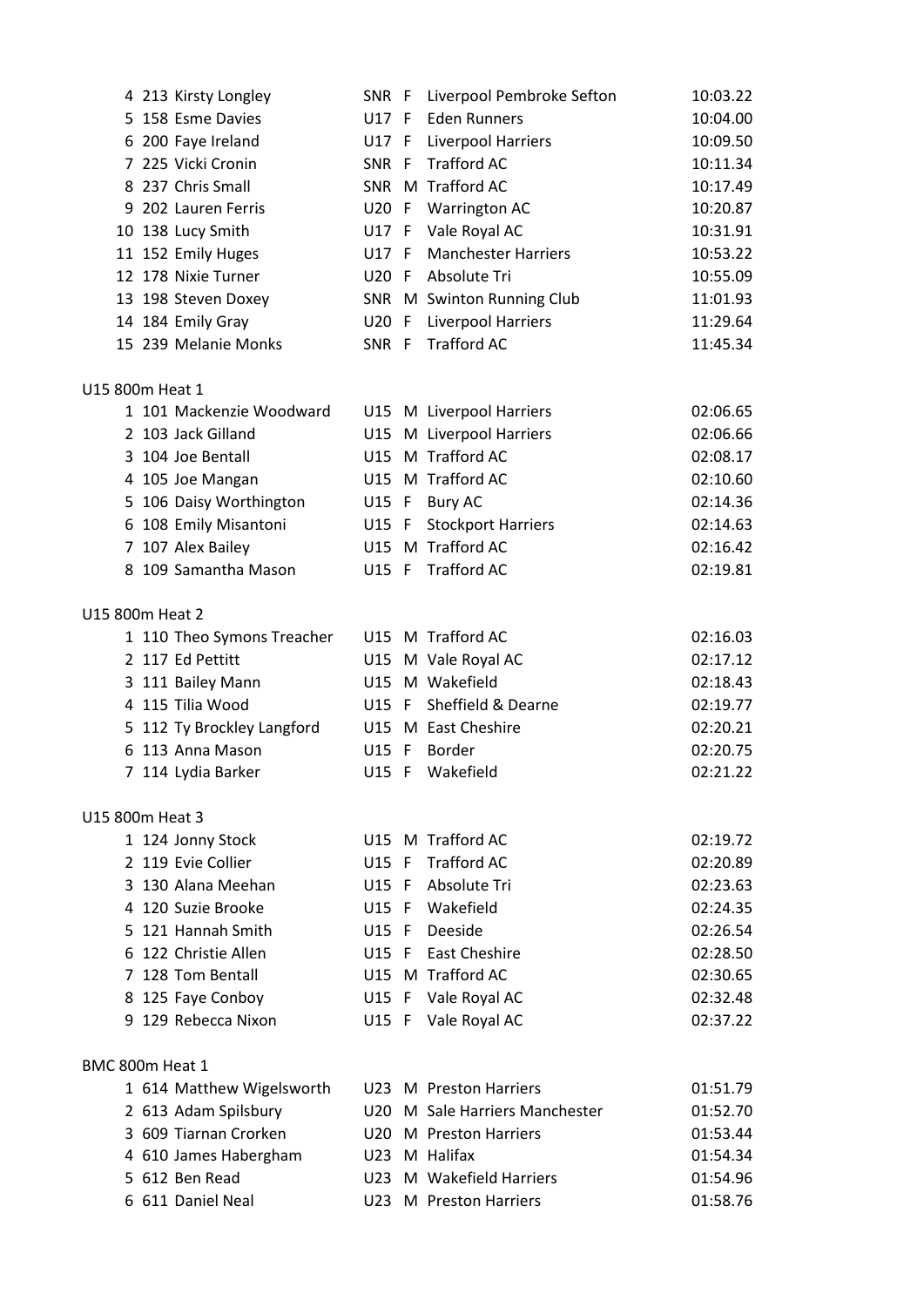| Pos | No. | Name | Cat | Sex | Club | Time |
|---|---|---|---|---|---|---|
| 4 | 213 | Kirsty Longley | SNR | F | Liverpool Pembroke Sefton | 10:03.22 |
| 5 | 158 | Esme Davies | U17 | F | Eden Runners | 10:04.00 |
| 6 | 200 | Faye Ireland | U17 | F | Liverpool Harriers | 10:09.50 |
| 7 | 225 | Vicki Cronin | SNR | F | Trafford AC | 10:11.34 |
| 8 | 237 | Chris Small | SNR | M | Trafford AC | 10:17.49 |
| 9 | 202 | Lauren Ferris | U20 | F | Warrington AC | 10:20.87 |
| 10 | 138 | Lucy Smith | U17 | F | Vale Royal AC | 10:31.91 |
| 11 | 152 | Emily Huges | U17 | F | Manchester Harriers | 10:53.22 |
| 12 | 178 | Nixie Turner | U20 | F | Absolute Tri | 10:55.09 |
| 13 | 198 | Steven Doxey | SNR | M | Swinton Running Club | 11:01.93 |
| 14 | 184 | Emily Gray | U20 | F | Liverpool Harriers | 11:29.64 |
| 15 | 239 | Melanie Monks | SNR | F | Trafford AC | 11:45.34 |

U15 800m Heat 1

| Pos | No. | Name | Cat | Sex | Club | Time |
|---|---|---|---|---|---|---|
| 1 | 101 | Mackenzie Woodward | U15 | M | Liverpool Harriers | 02:06.65 |
| 2 | 103 | Jack Gilland | U15 | M | Liverpool Harriers | 02:06.66 |
| 3 | 104 | Joe Bentall | U15 | M | Trafford AC | 02:08.17 |
| 4 | 105 | Joe Mangan | U15 | M | Trafford AC | 02:10.60 |
| 5 | 106 | Daisy Worthington | U15 | F | Bury AC | 02:14.36 |
| 6 | 108 | Emily Misantoni | U15 | F | Stockport Harriers | 02:14.63 |
| 7 | 107 | Alex Bailey | U15 | M | Trafford AC | 02:16.42 |
| 8 | 109 | Samantha Mason | U15 | F | Trafford AC | 02:19.81 |

U15 800m Heat 2

| Pos | No. | Name | Cat | Sex | Club | Time |
|---|---|---|---|---|---|---|
| 1 | 110 | Theo Symons Treacher | U15 | M | Trafford AC | 02:16.03 |
| 2 | 117 | Ed Pettitt | U15 | M | Vale Royal AC | 02:17.12 |
| 3 | 111 | Bailey Mann | U15 | M | Wakefield | 02:18.43 |
| 4 | 115 | Tilia Wood | U15 | F | Sheffield & Dearne | 02:19.77 |
| 5 | 112 | Ty Brockley Langford | U15 | M | East Cheshire | 02:20.21 |
| 6 | 113 | Anna Mason | U15 | F | Border | 02:20.75 |
| 7 | 114 | Lydia Barker | U15 | F | Wakefield | 02:21.22 |

U15 800m Heat 3

| Pos | No. | Name | Cat | Sex | Club | Time |
|---|---|---|---|---|---|---|
| 1 | 124 | Jonny Stock | U15 | M | Trafford AC | 02:19.72 |
| 2 | 119 | Evie Collier | U15 | F | Trafford AC | 02:20.89 |
| 3 | 130 | Alana Meehan | U15 | F | Absolute Tri | 02:23.63 |
| 4 | 120 | Suzie Brooke | U15 | F | Wakefield | 02:24.35 |
| 5 | 121 | Hannah Smith | U15 | F | Deeside | 02:26.54 |
| 6 | 122 | Christie Allen | U15 | F | East Cheshire | 02:28.50 |
| 7 | 128 | Tom Bentall | U15 | M | Trafford AC | 02:30.65 |
| 8 | 125 | Faye Conboy | U15 | F | Vale Royal AC | 02:32.48 |
| 9 | 129 | Rebecca Nixon | U15 | F | Vale Royal AC | 02:37.22 |

BMC 800m Heat 1

| Pos | No. | Name | Cat | Sex | Club | Time |
|---|---|---|---|---|---|---|
| 1 | 614 | Matthew Wigelsworth | U23 | M | Preston Harriers | 01:51.79 |
| 2 | 613 | Adam Spilsbury | U20 | M | Sale Harriers Manchester | 01:52.70 |
| 3 | 609 | Tiarnan Crorken | U20 | M | Preston Harriers | 01:53.44 |
| 4 | 610 | James Habergham | U23 | M | Halifax | 01:54.34 |
| 5 | 612 | Ben Read | U23 | M | Wakefield Harriers | 01:54.96 |
| 6 | 611 | Daniel Neal | U23 | M | Preston Harriers | 01:58.76 |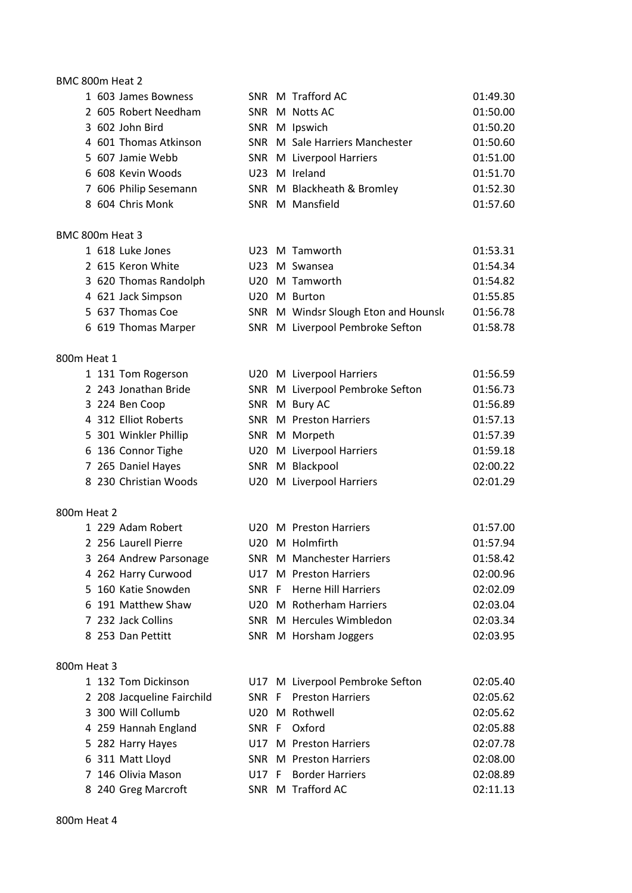BMC 800m Heat 2

| Pos | No | Name | Age | Sex | Club | Time |
|---|---|---|---|---|---|---|
| 1 | 603 | James Bowness | SNR | M | Trafford AC | 01:49.30 |
| 2 | 605 | Robert Needham | SNR | M | Notts AC | 01:50.00 |
| 3 | 602 | John Bird | SNR | M | Ipswich | 01:50.20 |
| 4 | 601 | Thomas Atkinson | SNR | M | Sale Harriers Manchester | 01:50.60 |
| 5 | 607 | Jamie Webb | SNR | M | Liverpool Harriers | 01:51.00 |
| 6 | 608 | Kevin Woods | U23 | M | Ireland | 01:51.70 |
| 7 | 606 | Philip Sesemann | SNR | M | Blackheath & Bromley | 01:52.30 |
| 8 | 604 | Chris Monk | SNR | M | Mansfield | 01:57.60 |

BMC 800m Heat 3

| Pos | No | Name | Age | Sex | Club | Time |
|---|---|---|---|---|---|---|
| 1 | 618 | Luke Jones | U23 | M | Tamworth | 01:53.31 |
| 2 | 615 | Keron White | U23 | M | Swansea | 01:54.34 |
| 3 | 620 | Thomas Randolph | U20 | M | Tamworth | 01:54.82 |
| 4 | 621 | Jack Simpson | U20 | M | Burton | 01:55.85 |
| 5 | 637 | Thomas Coe | SNR | M | Windsr Slough Eton and Hounsl | 01:56.78 |
| 6 | 619 | Thomas Marper | SNR | M | Liverpool Pembroke Sefton | 01:58.78 |

800m Heat 1

| Pos | No | Name | Age | Sex | Club | Time |
|---|---|---|---|---|---|---|
| 1 | 131 | Tom Rogerson | U20 | M | Liverpool Harriers | 01:56.59 |
| 2 | 243 | Jonathan Bride | SNR | M | Liverpool Pembroke Sefton | 01:56.73 |
| 3 | 224 | Ben Coop | SNR | M | Bury AC | 01:56.89 |
| 4 | 312 | Elliot Roberts | SNR | M | Preston Harriers | 01:57.13 |
| 5 | 301 | Winkler Phillip | SNR | M | Morpeth | 01:57.39 |
| 6 | 136 | Connor Tighe | U20 | M | Liverpool Harriers | 01:59.18 |
| 7 | 265 | Daniel Hayes | SNR | M | Blackpool | 02:00.22 |
| 8 | 230 | Christian Woods | U20 | M | Liverpool Harriers | 02:01.29 |

800m Heat 2

| Pos | No | Name | Age | Sex | Club | Time |
|---|---|---|---|---|---|---|
| 1 | 229 | Adam Robert | U20 | M | Preston Harriers | 01:57.00 |
| 2 | 256 | Laurell Pierre | U20 | M | Holmfirth | 01:57.94 |
| 3 | 264 | Andrew Parsonage | SNR | M | Manchester Harriers | 01:58.42 |
| 4 | 262 | Harry Curwood | U17 | M | Preston Harriers | 02:00.96 |
| 5 | 160 | Katie Snowden | SNR | F | Herne Hill Harriers | 02:02.09 |
| 6 | 191 | Matthew Shaw | U20 | M | Rotherham Harriers | 02:03.04 |
| 7 | 232 | Jack Collins | SNR | M | Hercules Wimbledon | 02:03.34 |
| 8 | 253 | Dan Pettitt | SNR | M | Horsham Joggers | 02:03.95 |

800m Heat 3

| Pos | No | Name | Age | Sex | Club | Time |
|---|---|---|---|---|---|---|
| 1 | 132 | Tom Dickinson | U17 | M | Liverpool Pembroke Sefton | 02:05.40 |
| 2 | 208 | Jacqueline Fairchild | SNR | F | Preston Harriers | 02:05.62 |
| 3 | 300 | Will Collumb | U20 | M | Rothwell | 02:05.62 |
| 4 | 259 | Hannah England | SNR | F | Oxford | 02:05.88 |
| 5 | 282 | Harry Hayes | U17 | M | Preston Harriers | 02:07.78 |
| 6 | 311 | Matt Lloyd | SNR | M | Preston Harriers | 02:08.00 |
| 7 | 146 | Olivia Mason | U17 | F | Border Harriers | 02:08.89 |
| 8 | 240 | Greg Marcroft | SNR | M | Trafford AC | 02:11.13 |

800m Heat 4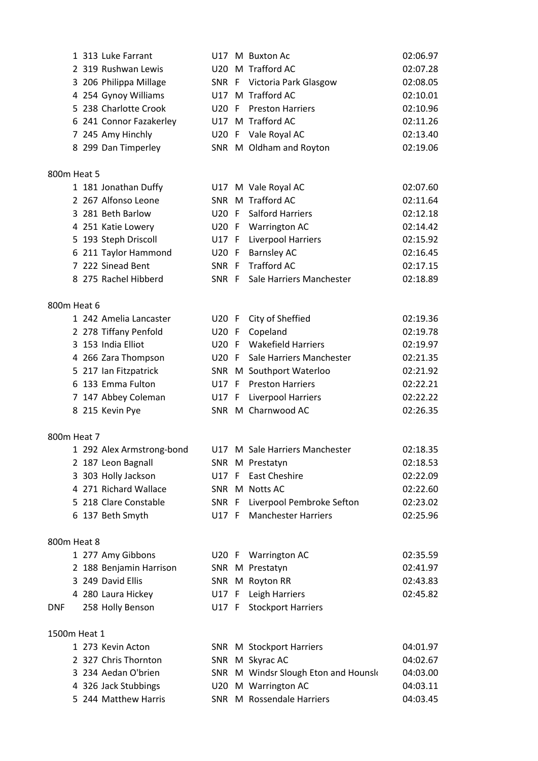| Pos | No | Name | Age | Sex | Club | Time |
|---|---|---|---|---|---|---|
| 1 | 313 | Luke Farrant | U17 | M | Buxton Ac | 02:06.97 |
| 2 | 319 | Rushwan Lewis | U20 | M | Trafford AC | 02:07.28 |
| 3 | 206 | Philippa Millage | SNR | F | Victoria Park Glasgow | 02:08.05 |
| 4 | 254 | Gynoy Williams | U17 | M | Trafford AC | 02:10.01 |
| 5 | 238 | Charlotte Crook | U20 | F | Preston Harriers | 02:10.96 |
| 6 | 241 | Connor Fazakerley | U17 | M | Trafford AC | 02:11.26 |
| 7 | 245 | Amy Hinchly | U20 | F | Vale Royal AC | 02:13.40 |
| 8 | 299 | Dan Timperley | SNR | M | Oldham and Royton | 02:19.06 |

800m Heat 5

| Pos | No | Name | Age | Sex | Club | Time |
|---|---|---|---|---|---|---|
| 1 | 181 | Jonathan Duffy | U17 | M | Vale Royal AC | 02:07.60 |
| 2 | 267 | Alfonso Leone | SNR | M | Trafford AC | 02:11.64 |
| 3 | 281 | Beth Barlow | U20 | F | Salford Harriers | 02:12.18 |
| 4 | 251 | Katie Lowery | U20 | F | Warrington AC | 02:14.42 |
| 5 | 193 | Steph Driscoll | U17 | F | Liverpool Harriers | 02:15.92 |
| 6 | 211 | Taylor Hammond | U20 | F | Barnsley AC | 02:16.45 |
| 7 | 222 | Sinead Bent | SNR | F | Trafford AC | 02:17.15 |
| 8 | 275 | Rachel Hibberd | SNR | F | Sale Harriers Manchester | 02:18.89 |

800m Heat 6

| Pos | No | Name | Age | Sex | Club | Time |
|---|---|---|---|---|---|---|
| 1 | 242 | Amelia Lancaster | U20 | F | City of Sheffied | 02:19.36 |
| 2 | 278 | Tiffany Penfold | U20 | F | Copeland | 02:19.78 |
| 3 | 153 | India Elliot | U20 | F | Wakefield Harriers | 02:19.97 |
| 4 | 266 | Zara Thompson | U20 | F | Sale Harriers Manchester | 02:21.35 |
| 5 | 217 | Ian Fitzpatrick | SNR | M | Southport Waterloo | 02:21.92 |
| 6 | 133 | Emma Fulton | U17 | F | Preston Harriers | 02:22.21 |
| 7 | 147 | Abbey Coleman | U17 | F | Liverpool Harriers | 02:22.22 |
| 8 | 215 | Kevin Pye | SNR | M | Charnwood AC | 02:26.35 |

800m Heat 7

| Pos | No | Name | Age | Sex | Club | Time |
|---|---|---|---|---|---|---|
| 1 | 292 | Alex Armstrong-bond | U17 | M | Sale Harriers Manchester | 02:18.35 |
| 2 | 187 | Leon Bagnall | SNR | M | Prestatyn | 02:18.53 |
| 3 | 303 | Holly Jackson | U17 | F | East Cheshire | 02:22.09 |
| 4 | 271 | Richard Wallace | SNR | M | Notts AC | 02:22.60 |
| 5 | 218 | Clare Constable | SNR | F | Liverpool Pembroke Sefton | 02:23.02 |
| 6 | 137 | Beth Smyth | U17 | F | Manchester Harriers | 02:25.96 |

800m Heat 8

| Pos | No | Name | Age | Sex | Club | Time |
|---|---|---|---|---|---|---|
| 1 | 277 | Amy Gibbons | U20 | F | Warrington AC | 02:35.59 |
| 2 | 188 | Benjamin Harrison | SNR | M | Prestatyn | 02:41.97 |
| 3 | 249 | David Ellis | SNR | M | Royton RR | 02:43.83 |
| 4 | 280 | Laura Hickey | U17 | F | Leigh Harriers | 02:45.82 |
| DNF | 258 | Holly Benson | U17 | F | Stockport Harriers | |

1500m Heat 1

| Pos | No | Name | Age | Sex | Club | Time |
|---|---|---|---|---|---|---|
| 1 | 273 | Kevin Acton | SNR | M | Stockport Harriers | 04:01.97 |
| 2 | 327 | Chris Thornton | SNR | M | Skyrac AC | 04:02.67 |
| 3 | 234 | Aedan O'brien | SNR | M | Windsr Slough Eton and Hounslo | 04:03.00 |
| 4 | 326 | Jack Stubbings | U20 | M | Warrington AC | 04:03.11 |
| 5 | 244 | Matthew Harris | SNR | M | Rossendale Harriers | 04:03.45 |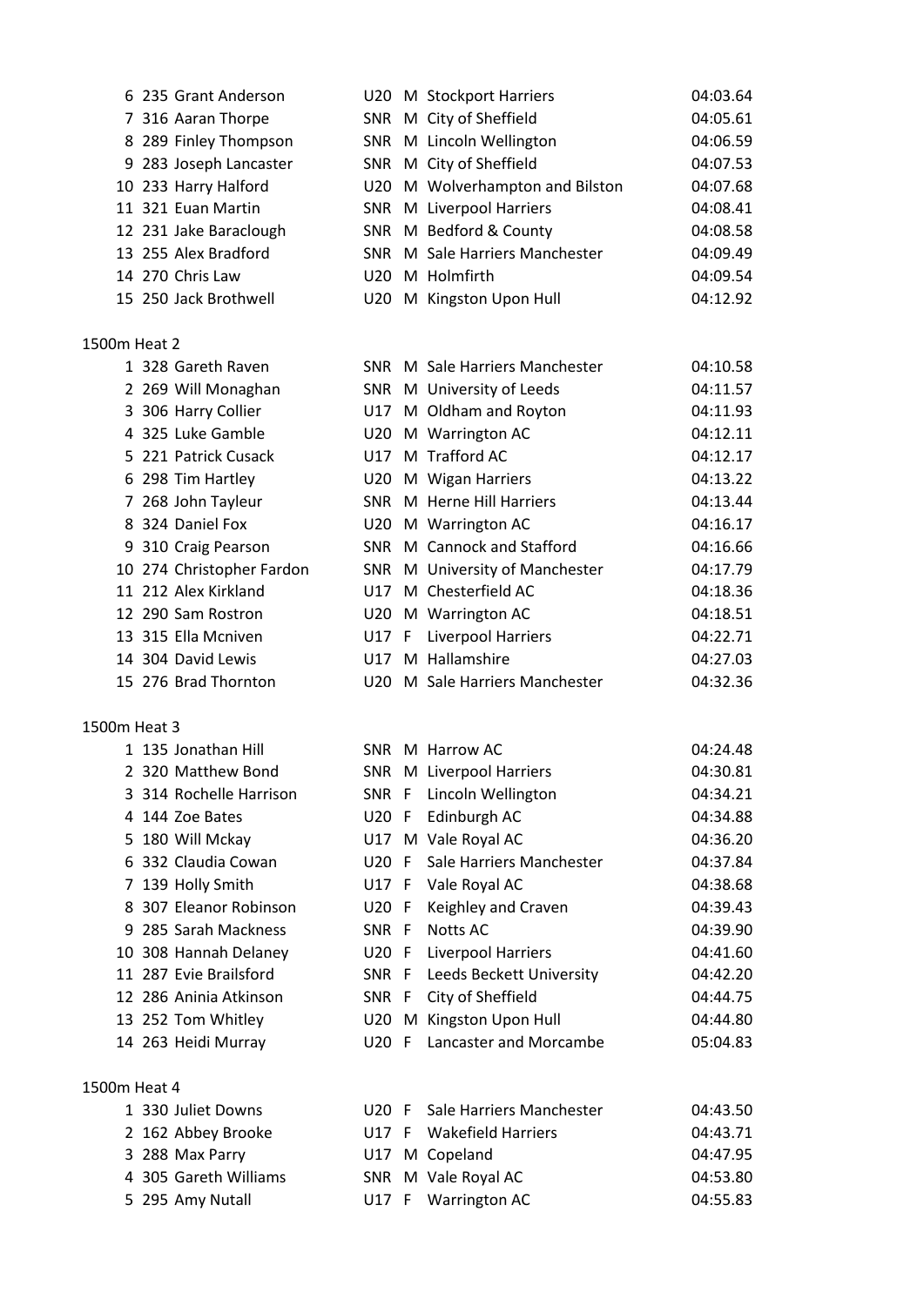| Pos | No. | Name | Cat | Sex | Club | Time |
|---|---|---|---|---|---|---|
| 6 | 235 | Grant Anderson | U20 | M | Stockport Harriers | 04:03.64 |
| 7 | 316 | Aaran Thorpe | SNR | M | City of Sheffield | 04:05.61 |
| 8 | 289 | Finley Thompson | SNR | M | Lincoln Wellington | 04:06.59 |
| 9 | 283 | Joseph Lancaster | SNR | M | City of Sheffield | 04:07.53 |
| 10 | 233 | Harry Halford | U20 | M | Wolverhampton and Bilston | 04:07.68 |
| 11 | 321 | Euan Martin | SNR | M | Liverpool Harriers | 04:08.41 |
| 12 | 231 | Jake Baraclough | SNR | M | Bedford & County | 04:08.58 |
| 13 | 255 | Alex Bradford | SNR | M | Sale Harriers Manchester | 04:09.49 |
| 14 | 270 | Chris Law | U20 | M | Holmfirth | 04:09.54 |
| 15 | 250 | Jack Brothwell | U20 | M | Kingston Upon Hull | 04:12.92 |

1500m Heat 2

| Pos | No. | Name | Cat | Sex | Club | Time |
|---|---|---|---|---|---|---|
| 1 | 328 | Gareth Raven | SNR | M | Sale Harriers Manchester | 04:10.58 |
| 2 | 269 | Will Monaghan | SNR | M | University of Leeds | 04:11.57 |
| 3 | 306 | Harry Collier | U17 | M | Oldham and Royton | 04:11.93 |
| 4 | 325 | Luke Gamble | U20 | M | Warrington AC | 04:12.11 |
| 5 | 221 | Patrick Cusack | U17 | M | Trafford AC | 04:12.17 |
| 6 | 298 | Tim Hartley | U20 | M | Wigan Harriers | 04:13.22 |
| 7 | 268 | John Tayleur | SNR | M | Herne Hill Harriers | 04:13.44 |
| 8 | 324 | Daniel Fox | U20 | M | Warrington AC | 04:16.17 |
| 9 | 310 | Craig Pearson | SNR | M | Cannock and Stafford | 04:16.66 |
| 10 | 274 | Christopher Fardon | SNR | M | University of Manchester | 04:17.79 |
| 11 | 212 | Alex Kirkland | U17 | M | Chesterfield AC | 04:18.36 |
| 12 | 290 | Sam Rostron | U20 | M | Warrington AC | 04:18.51 |
| 13 | 315 | Ella Mcniven | U17 | F | Liverpool Harriers | 04:22.71 |
| 14 | 304 | David Lewis | U17 | M | Hallamshire | 04:27.03 |
| 15 | 276 | Brad Thornton | U20 | M | Sale Harriers Manchester | 04:32.36 |

1500m Heat 3

| Pos | No. | Name | Cat | Sex | Club | Time |
|---|---|---|---|---|---|---|
| 1 | 135 | Jonathan Hill | SNR | M | Harrow AC | 04:24.48 |
| 2 | 320 | Matthew Bond | SNR | M | Liverpool Harriers | 04:30.81 |
| 3 | 314 | Rochelle Harrison | SNR | F | Lincoln Wellington | 04:34.21 |
| 4 | 144 | Zoe Bates | U20 | F | Edinburgh AC | 04:34.88 |
| 5 | 180 | Will Mckay | U17 | M | Vale Royal AC | 04:36.20 |
| 6 | 332 | Claudia Cowan | U20 | F | Sale Harriers Manchester | 04:37.84 |
| 7 | 139 | Holly Smith | U17 | F | Vale Royal AC | 04:38.68 |
| 8 | 307 | Eleanor Robinson | U20 | F | Keighley and Craven | 04:39.43 |
| 9 | 285 | Sarah Mackness | SNR | F | Notts AC | 04:39.90 |
| 10 | 308 | Hannah Delaney | U20 | F | Liverpool Harriers | 04:41.60 |
| 11 | 287 | Evie Brailsford | SNR | F | Leeds Beckett University | 04:42.20 |
| 12 | 286 | Aninia Atkinson | SNR | F | City of Sheffield | 04:44.75 |
| 13 | 252 | Tom Whitley | U20 | M | Kingston Upon Hull | 04:44.80 |
| 14 | 263 | Heidi Murray | U20 | F | Lancaster and Morcambe | 05:04.83 |

1500m Heat 4

| Pos | No. | Name | Cat | Sex | Club | Time |
|---|---|---|---|---|---|---|
| 1 | 330 | Juliet Downs | U20 | F | Sale Harriers Manchester | 04:43.50 |
| 2 | 162 | Abbey Brooke | U17 | F | Wakefield Harriers | 04:43.71 |
| 3 | 288 | Max Parry | U17 | M | Copeland | 04:47.95 |
| 4 | 305 | Gareth Williams | SNR | M | Vale Royal AC | 04:53.80 |
| 5 | 295 | Amy Nutall | U17 | F | Warrington AC | 04:55.83 |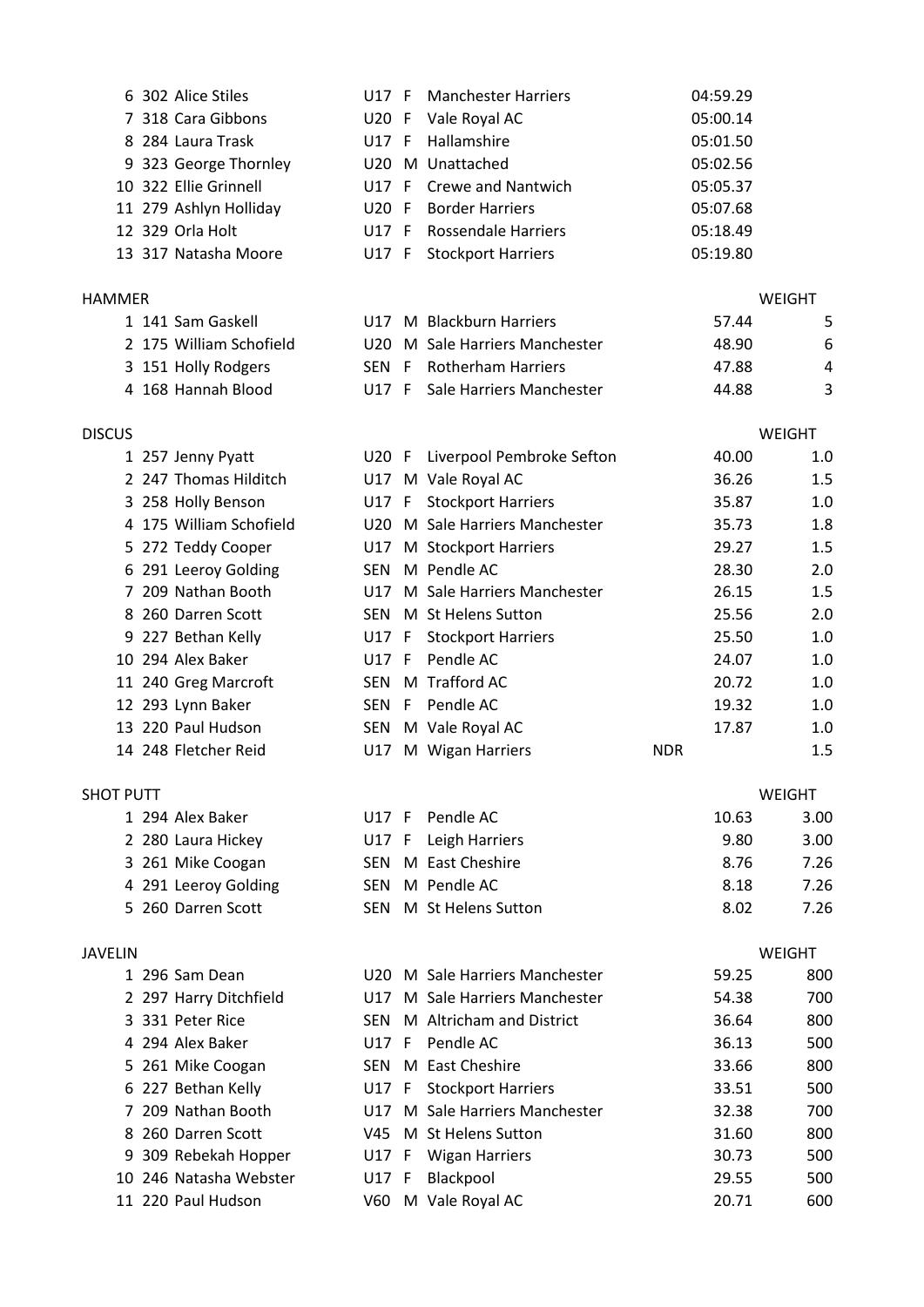| | | | | | | | |
|---|---|---|---|---|---|---|---|
| 6 | 302 | Alice Stiles | U17 | F | Manchester Harriers | 04:59.29 | |
| 7 | 318 | Cara Gibbons | U20 | F | Vale Royal AC | 05:00.14 | |
| 8 | 284 | Laura Trask | U17 | F | Hallamshire | 05:01.50 | |
| 9 | 323 | George Thornley | U20 | M | Unattached | 05:02.56 | |
| 10 | 322 | Ellie Grinnell | U17 | F | Crewe and Nantwich | 05:05.37 | |
| 11 | 279 | Ashlyn Holliday | U20 | F | Border Harriers | 05:07.68 | |
| 12 | 329 | Orla Holt | U17 | F | Rossendale Harriers | 05:18.49 | |
| 13 | 317 | Natasha Moore | U17 | F | Stockport Harriers | 05:19.80 | |

## HAMMER

| | | | | | | | WEIGHT |
|---|---|---|---|---|---|---|---|
| 1 | 141 | Sam Gaskell | U17 | M | Blackburn Harriers | 57.44 | 5 |
| 2 | 175 | William Schofield | U20 | M | Sale Harriers Manchester | 48.90 | 6 |
| 3 | 151 | Holly Rodgers | SEN | F | Rotherham Harriers | 47.88 | 4 |
| 4 | 168 | Hannah Blood | U17 | F | Sale Harriers Manchester | 44.88 | 3 |

## DISCUS

| | | | | | | | WEIGHT |
|---|---|---|---|---|---|---|---|
| 1 | 257 | Jenny Pyatt | U20 | F | Liverpool Pembroke Sefton | 40.00 | 1.0 |
| 2 | 247 | Thomas Hilditch | U17 | M | Vale Royal AC | 36.26 | 1.5 |
| 3 | 258 | Holly Benson | U17 | F | Stockport Harriers | 35.87 | 1.0 |
| 4 | 175 | William Schofield | U20 | M | Sale Harriers Manchester | 35.73 | 1.8 |
| 5 | 272 | Teddy Cooper | U17 | M | Stockport Harriers | 29.27 | 1.5 |
| 6 | 291 | Leeroy Golding | SEN | M | Pendle AC | 28.30 | 2.0 |
| 7 | 209 | Nathan Booth | U17 | M | Sale Harriers Manchester | 26.15 | 1.5 |
| 8 | 260 | Darren Scott | SEN | M | St Helens Sutton | 25.56 | 2.0 |
| 9 | 227 | Bethan Kelly | U17 | F | Stockport Harriers | 25.50 | 1.0 |
| 10 | 294 | Alex Baker | U17 | F | Pendle AC | 24.07 | 1.0 |
| 11 | 240 | Greg Marcroft | SEN | M | Trafford AC | 20.72 | 1.0 |
| 12 | 293 | Lynn Baker | SEN | F | Pendle AC | 19.32 | 1.0 |
| 13 | 220 | Paul Hudson | SEN | M | Vale Royal AC | 17.87 | 1.0 |
| 14 | 248 | Fletcher Reid | U17 | M | Wigan Harriers | NDR | 1.5 |

## SHOT PUTT

| | | | | | | | WEIGHT |
|---|---|---|---|---|---|---|---|
| 1 | 294 | Alex Baker | U17 | F | Pendle AC | 10.63 | 3.00 |
| 2 | 280 | Laura Hickey | U17 | F | Leigh Harriers | 9.80 | 3.00 |
| 3 | 261 | Mike Coogan | SEN | M | East Cheshire | 8.76 | 7.26 |
| 4 | 291 | Leeroy Golding | SEN | M | Pendle AC | 8.18 | 7.26 |
| 5 | 260 | Darren Scott | SEN | M | St Helens Sutton | 8.02 | 7.26 |

## JAVELIN

| | | | | | | | WEIGHT |
|---|---|---|---|---|---|---|---|
| 1 | 296 | Sam Dean | U20 | M | Sale Harriers Manchester | 59.25 | 800 |
| 2 | 297 | Harry Ditchfield | U17 | M | Sale Harriers Manchester | 54.38 | 700 |
| 3 | 331 | Peter Rice | SEN | M | Altricham and District | 36.64 | 800 |
| 4 | 294 | Alex Baker | U17 | F | Pendle AC | 36.13 | 500 |
| 5 | 261 | Mike Coogan | SEN | M | East Cheshire | 33.66 | 800 |
| 6 | 227 | Bethan Kelly | U17 | F | Stockport Harriers | 33.51 | 500 |
| 7 | 209 | Nathan Booth | U17 | M | Sale Harriers Manchester | 32.38 | 700 |
| 8 | 260 | Darren Scott | V45 | M | St Helens Sutton | 31.60 | 800 |
| 9 | 309 | Rebekah Hopper | U17 | F | Wigan Harriers | 30.73 | 500 |
| 10 | 246 | Natasha Webster | U17 | F | Blackpool | 29.55 | 500 |
| 11 | 220 | Paul Hudson | V60 | M | Vale Royal AC | 20.71 | 600 |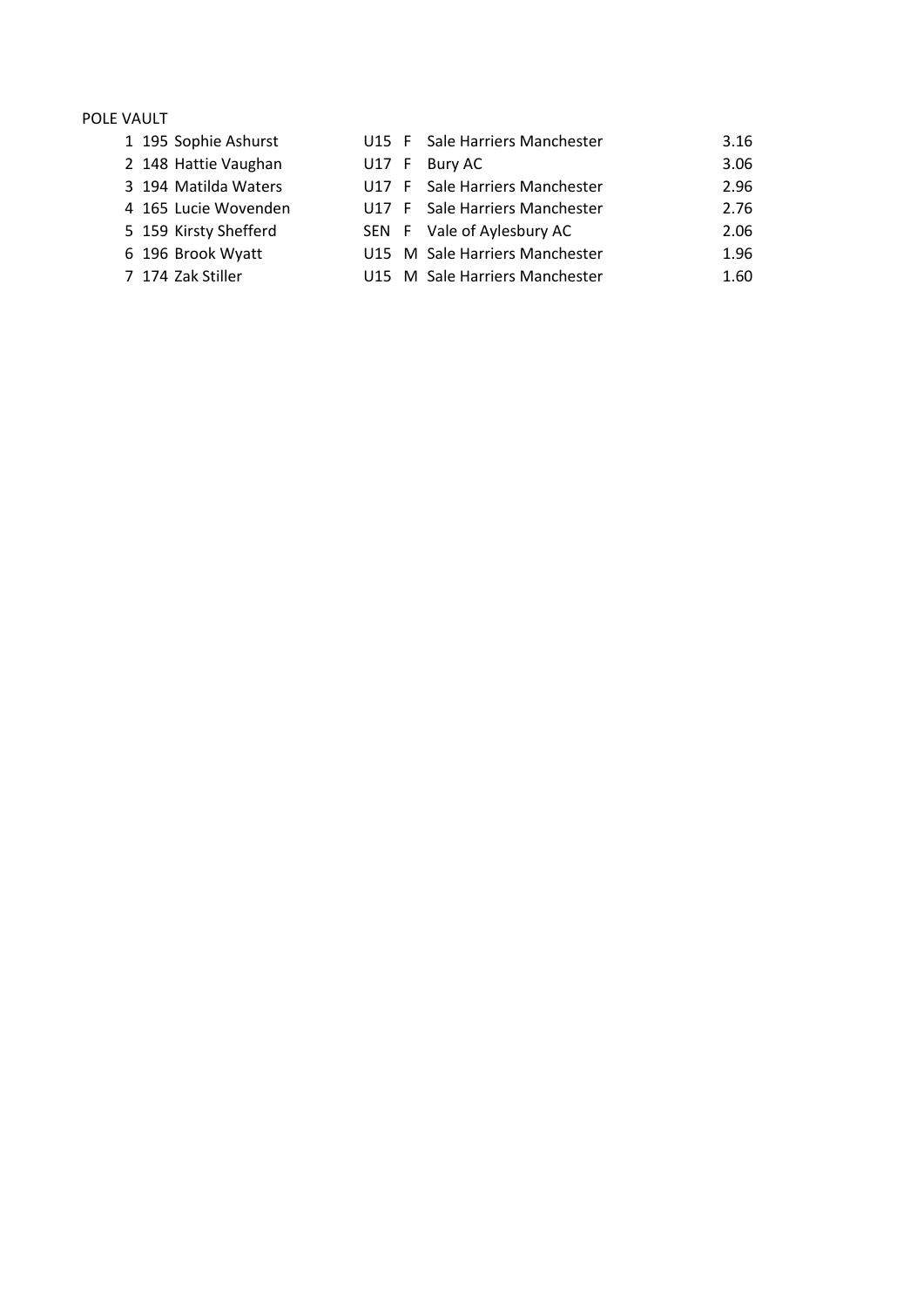POLE VAULT

| | | | | | | |
|---|---|---|---|---|---|---|
| 1 | 195 | Sophie Ashurst | U15 | F | Sale Harriers Manchester | 3.16 |
| 2 | 148 | Hattie Vaughan | U17 | F | Bury AC | 3.06 |
| 3 | 194 | Matilda Waters | U17 | F | Sale Harriers Manchester | 2.96 |
| 4 | 165 | Lucie Wovenden | U17 | F | Sale Harriers Manchester | 2.76 |
| 5 | 159 | Kirsty Shefferd | SEN | F | Vale of Aylesbury AC | 2.06 |
| 6 | 196 | Brook Wyatt | U15 | M | Sale Harriers Manchester | 1.96 |
| 7 | 174 | Zak Stiller | U15 | M | Sale Harriers Manchester | 1.60 |